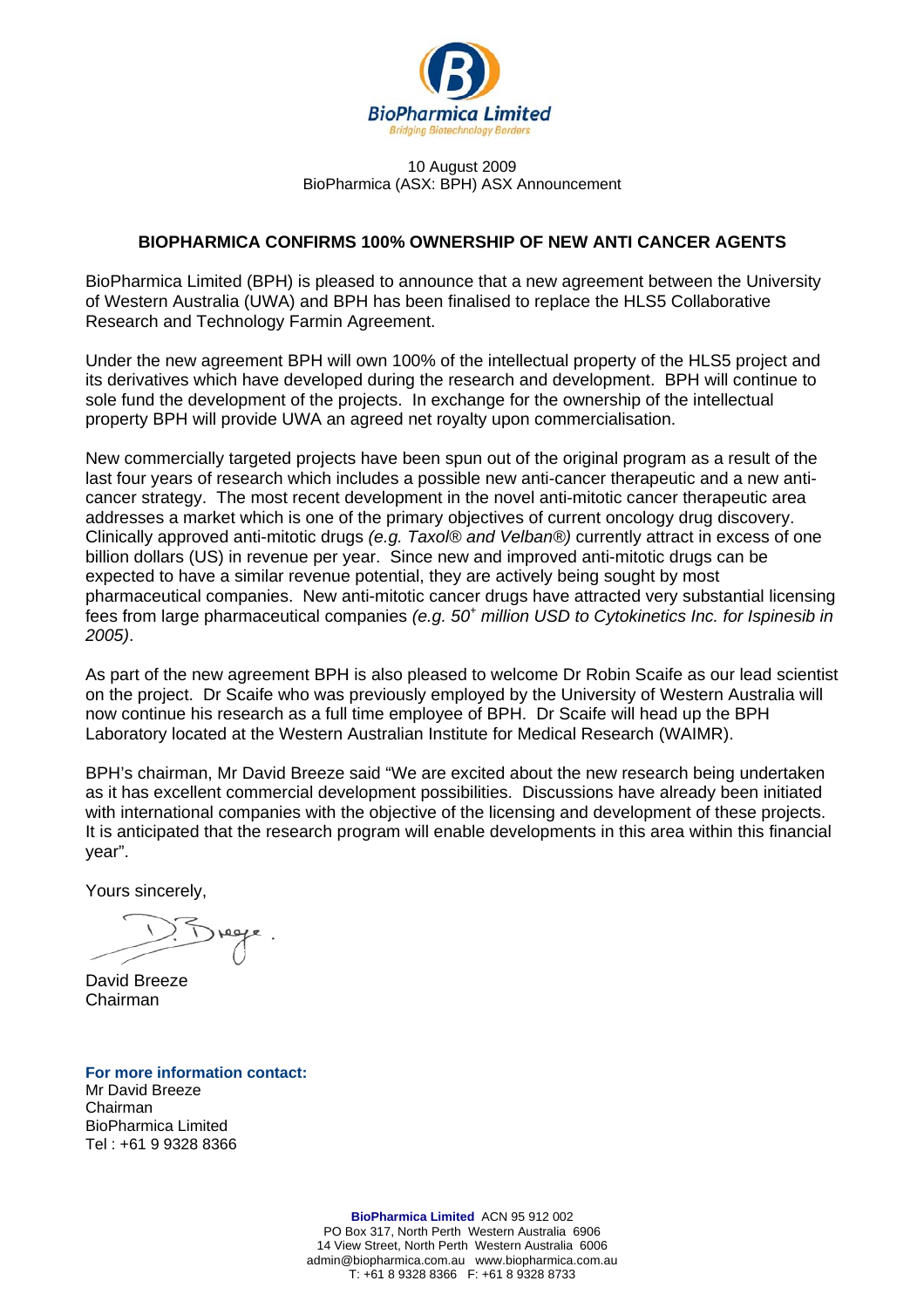BioPharmica Limited
Bridging Biotechnology Borders

10 August 2009
BioPharmica (ASX: BPH) ASX Announcement

**BIOPHARMICA CONFIRMS 100% OWNERSHIP OF NEW ANTI CANCER AGENTS**

BioPharmica Limited (BPH) is pleased to announce that a new agreement between the University of Western Australia (UWA) and BPH has been finalised to replace the HLS5 Collaborative Research and Technology Farmin Agreement.

Under the new agreement BPH will own 100% of the intellectual property of the HLS5 project and its derivatives which have developed during the research and development. BPH will continue to sole fund the development of the projects. In exchange for the ownership of the intellectual property BPH will provide UWA an agreed net royalty upon commercialisation.

New commercially targeted projects have been spun out of the original program as a result of the last four years of research which includes a possible new anti-cancer therapeutic and a new anti-cancer strategy. The most recent development in the novel anti-mitotic cancer therapeutic area addresses a market which is one of the primary objectives of current oncology drug discovery. Clinically approved anti-mitotic drugs *(e.g. Taxol® and Velban®)* currently attract in excess of one billion dollars (US) in revenue per year. Since new and improved anti-mitotic drugs can be expected to have a similar revenue potential, they are actively being sought by most pharmaceutical companies. New anti-mitotic cancer drugs have attracted very substantial licensing fees from large pharmaceutical companies *(e.g. $50^{+}$ million USD to Cytokinetics Inc. for Ispinesib in 2005)*.

As part of the new agreement BPH is also pleased to welcome Dr Robin Scaife as our lead scientist on the project. Dr Scaife who was previously employed by the University of Western Australia will now continue his research as a full time employee of BPH. Dr Scaife will head up the BPH Laboratory located at the Western Australian Institute for Medical Research (WAIMR).

BPH's chairman, Mr David Breeze said "We are excited about the new research being undertaken as it has excellent commercial development possibilities. Discussions have already been initiated with international companies with the objective of the licensing and development of these projects. It is anticipated that the research program will enable developments in this area within this financial year".

Yours sincerely,

David Breeze
Chairman

**For more information contact:**
Mr David Breeze
Chairman
BioPharmica Limited
Tel : +61 9 9328 8366

**BioPharmica Limited** ACN 95 912 002
PO Box 317, North Perth Western Australia 6906
14 View Street, North Perth Western Australia 6006
admin@biopharmica.com.au www.biopharmica.com.au
T: +61 8 9328 8366 F: +61 8 9328 8733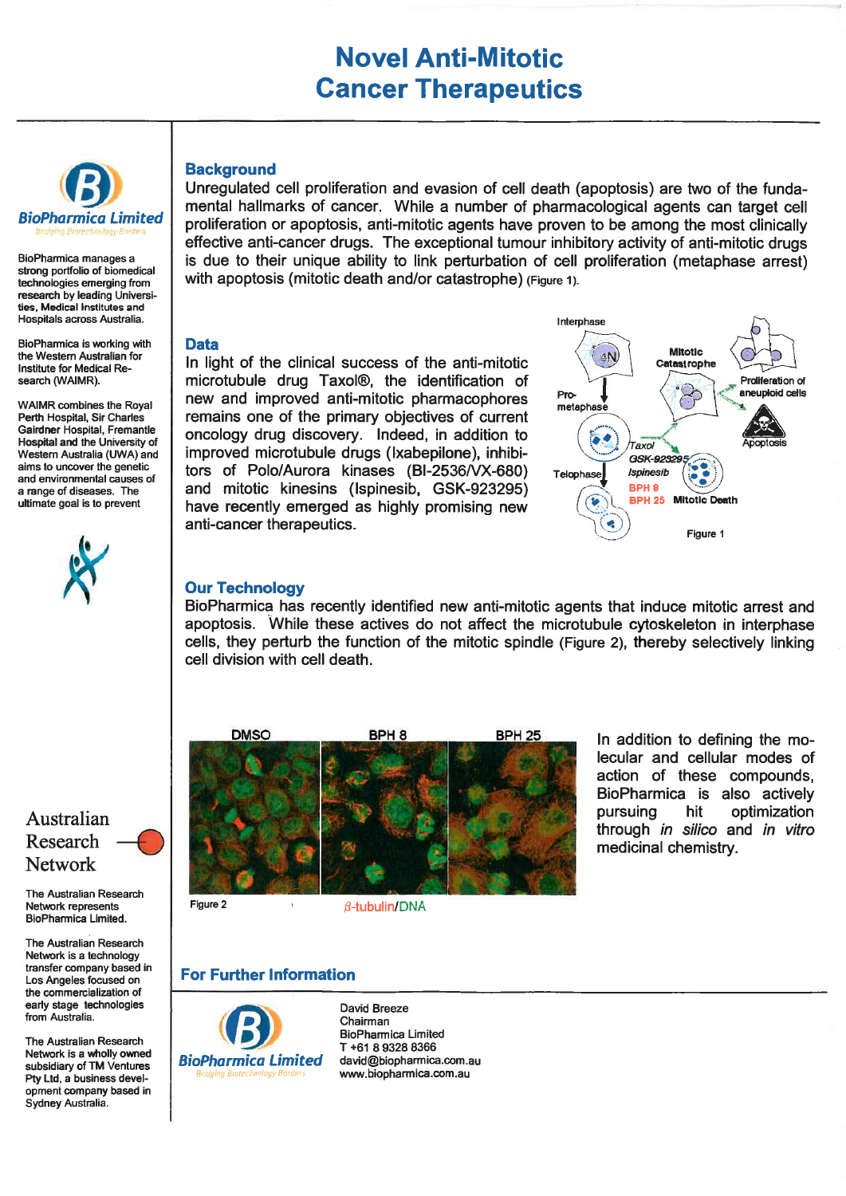# Novel Anti-Mitotic Cancer Therapeutics

## Background

Unregulated cell proliferation and evasion of cell death (apoptosis) are two of the fundamental hallmarks of cancer. While a number of pharmacological agents can target cell proliferation or apoptosis, anti-mitotic agents have proven to be among the most clinically effective anti-cancer drugs. The exceptional tumour inhibitory activity of anti-mitotic drugs is due to their unique ability to link perturbation of cell proliferation (metaphase arrest) with apoptosis (mitotic death and/or catastrophe) (Figure 1).

## Data

In light of the clinical success of the anti-mitotic microtubule drug Taxol®, the identification of new and improved anti-mitotic pharmacophores remains one of the primary objectives of current oncology drug discovery. Indeed, in addition to improved microtubule drugs (Ixabepilone), inhibitors of Polo/Aurora kinases (BI-2536/VX-680) and mitotic kinesins (Ispinesib, GSK-923295) have recently emerged as highly promising new anti-cancer therapeutics.

Interphase
4N
Mitotic Catastrophe
Proliferation of aneuploid cells
Pro-metaphase
Apoptosis
Taxol
GSK-923295
Ispinesib
BPH 8
BPH 25
Mitotic Death
Telophase

Figure 1

## Our Technology

BioPharmica has recently identified new anti-mitotic agents that induce mitotic arrest and apoptosis. While these actives do not affect the microtubule cytoskeleton in interphase cells, they perturb the function of the mitotic spindle (Figure 2), thereby selectively linking cell division with cell death.

DMSO
BPH 8
BPH 25

Figure 2 β-tubulin/DNA

In addition to defining the molecular and cellular modes of action of these compounds, BioPharmica is also actively pursuing hit optimization through *in silico* and *in vitro* medicinal chemistry.

## For Further Information

David Breeze
Chairman
BioPharmica Limited
T +61 8 9328 8366
david@biopharmica.com.au
www.biopharmica.com.au

---

**BioPharmica Limited**
Bridging Biotechnology Borders

BioPharmica manages a strong portfolio of biomedical technologies emerging from research by leading Universities, Medical Institutes and Hospitals across Australia.

BioPharmica is working with the Western Australian for Institute for Medical Research (WAIMR).

WAIMR combines the Royal Perth Hospital, Sir Charles Gairdner Hospital, Fremantle Hospital and the University of Western Australia (UWA) and aims to uncover the genetic and environmental causes of a range of diseases. The ultimate goal is to prevent

**Australian Research Network**

The Australian Research Network represents BioPharmica Limited.

The Australian Research Network is a technology transfer company based in Los Angeles focused on the commercialization of early stage technologies from Australia.

The Australian Research Network is a wholly owned subsidiary of TM Ventures Pty Ltd, a business development company based in Sydney Australia.

**BioPharmica Limited**
Bridging Biotechnology Borders